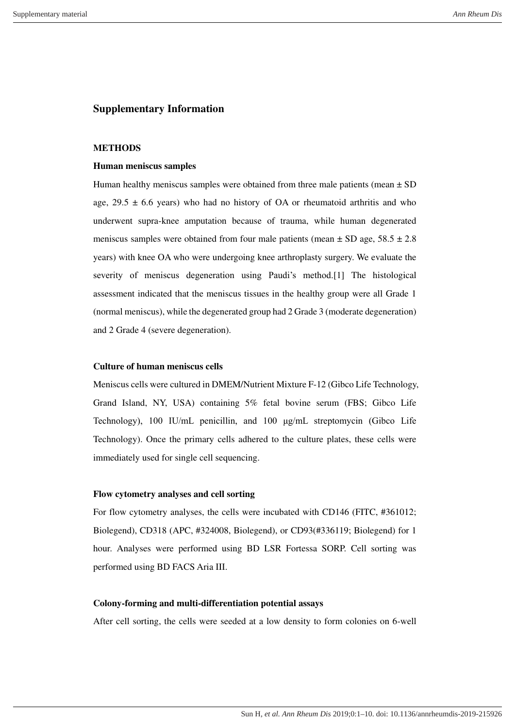## Supplementary Information

### METHODS

#### Human meniscus samples

Human healthy meniscus samples were obtained from three male patients (mean ± SD age, 29.5 ± 6.6 years) who had no history of OA or rheumatoid arthritis and who underwent supra-knee amputation because of trauma, while human degenerated meniscus samples were obtained from four male patients (mean ± SD age, 58.5 ± 2.8 years) with knee OA who were undergoing knee arthroplasty surgery. We evaluate the severity of meniscus degeneration using Paudi's method.[1] The histological assessment indicated that the meniscus tissues in the healthy group were all Grade 1 (normal meniscus), while the degenerated group had 2 Grade 3 (moderate degeneration) and 2 Grade 4 (severe degeneration).

#### Culture of human meniscus cells

Meniscus cells were cultured in DMEM/Nutrient Mixture F-12 (Gibco Life Technology, Grand Island, NY, USA) containing 5% fetal bovine serum (FBS; Gibco Life Technology), 100 IU/mL penicillin, and 100 μg/mL streptomycin (Gibco Life Technology). Once the primary cells adhered to the culture plates, these cells were immediately used for single cell sequencing.

#### Flow cytometry analyses and cell sorting

For flow cytometry analyses, the cells were incubated with CD146 (FITC, #361012; Biolegend), CD318 (APC, #324008, Biolegend), or CD93(#336119; Biolegend) for 1 hour. Analyses were performed using BD LSR Fortessa SORP. Cell sorting was performed using BD FACS Aria III.

#### Colony-forming and multi-differentiation potential assays

After cell sorting, the cells were seeded at a low density to form colonies on 6-well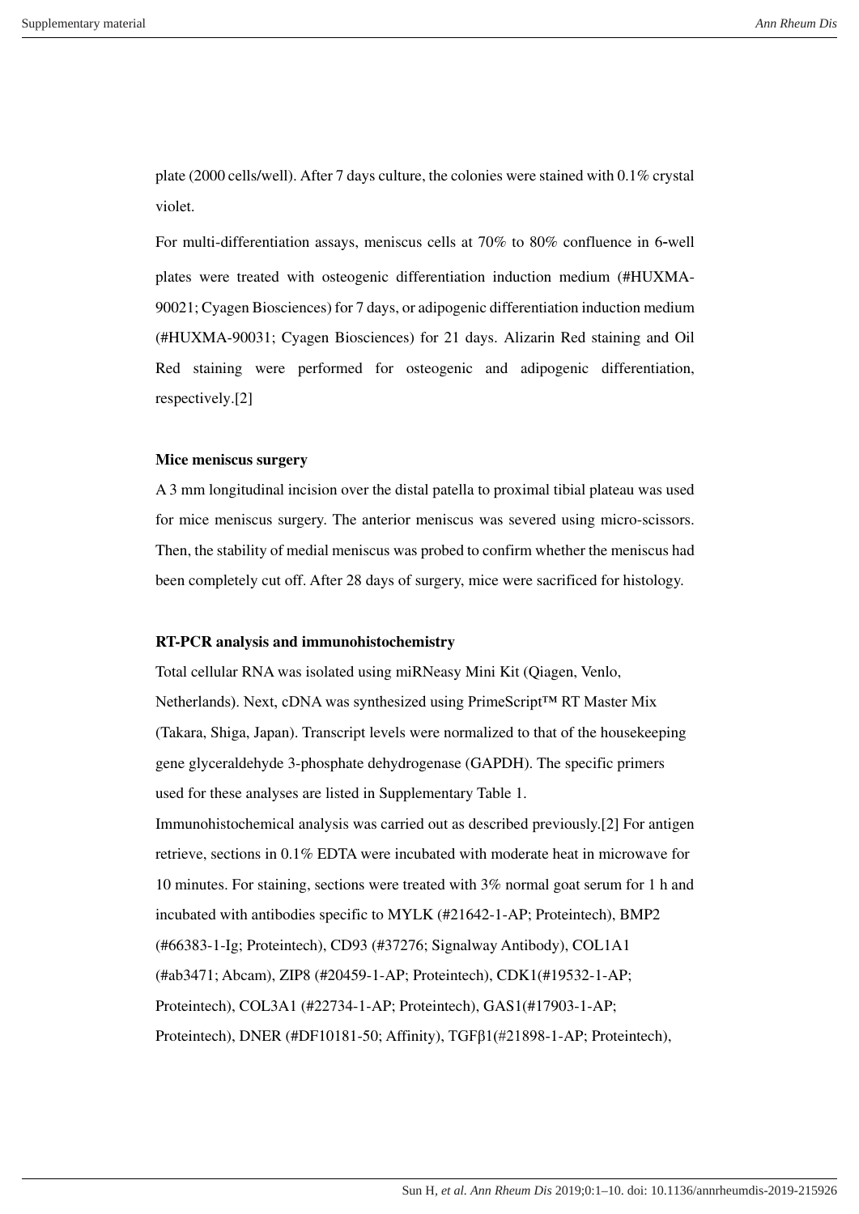plate (2000 cells/well). After 7 days culture, the colonies were stained with 0.1% crystal violet.

For multi-differentiation assays, meniscus cells at 70% to 80% confluence in 6-well plates were treated with osteogenic differentiation induction medium (#HUXMA-90021; Cyagen Biosciences) for 7 days, or adipogenic differentiation induction medium (#HUXMA-90031; Cyagen Biosciences) for 21 days. Alizarin Red staining and Oil Red staining were performed for osteogenic and adipogenic differentiation, respectively.[2]

**Mice meniscus surgery**

A 3 mm longitudinal incision over the distal patella to proximal tibial plateau was used for mice meniscus surgery. The anterior meniscus was severed using micro-scissors. Then, the stability of medial meniscus was probed to confirm whether the meniscus had been completely cut off. After 28 days of surgery, mice were sacrificed for histology.

**RT-PCR analysis and immunohistochemistry**

Total cellular RNA was isolated using miRNeasy Mini Kit (Qiagen, Venlo, Netherlands). Next, cDNA was synthesized using PrimeScript™ RT Master Mix (Takara, Shiga, Japan). Transcript levels were normalized to that of the housekeeping gene glyceraldehyde 3-phosphate dehydrogenase (GAPDH). The specific primers used for these analyses are listed in Supplementary Table 1.

Immunohistochemical analysis was carried out as described previously.[2] For antigen retrieve, sections in 0.1% EDTA were incubated with moderate heat in microwave for 10 minutes. For staining, sections were treated with 3% normal goat serum for 1 h and incubated with antibodies specific to MYLK (#21642-1-AP; Proteintech), BMP2 (#66383-1-Ig; Proteintech), CD93 (#37276; Signalway Antibody), COL1A1 (#ab3471; Abcam), ZIP8 (#20459-1-AP; Proteintech), CDK1(#19532-1-AP; Proteintech), COL3A1 (#22734-1-AP; Proteintech), GAS1(#17903-1-AP; Proteintech), DNER (#DF10181-50; Affinity), TGFβ1(#21898-1-AP; Proteintech),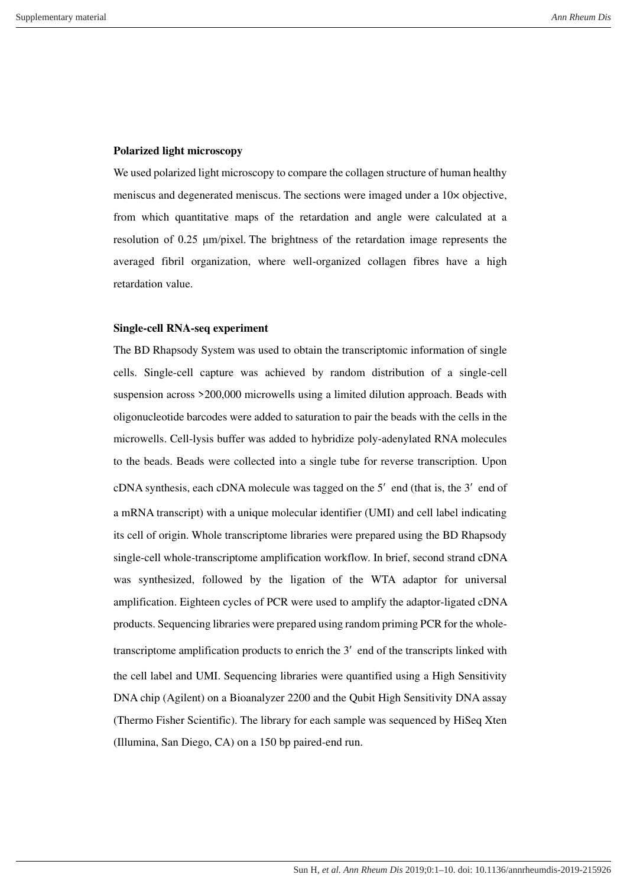**Polarized light microscopy**

We used polarized light microscopy to compare the collagen structure of human healthy meniscus and degenerated meniscus. The sections were imaged under a 10× objective, from which quantitative maps of the retardation and angle were calculated at a resolution of 0.25 μm/pixel. The brightness of the retardation image represents the averaged fibril organization, where well-organized collagen fibres have a high retardation value.

**Single-cell RNA-seq experiment**

The BD Rhapsody System was used to obtain the transcriptomic information of single cells. Single-cell capture was achieved by random distribution of a single-cell suspension across >200,000 microwells using a limited dilution approach. Beads with oligonucleotide barcodes were added to saturation to pair the beads with the cells in the microwells. Cell-lysis buffer was added to hybridize poly-adenylated RNA molecules to the beads. Beads were collected into a single tube for reverse transcription. Upon cDNA synthesis, each cDNA molecule was tagged on the 5′ end (that is, the 3′ end of a mRNA transcript) with a unique molecular identifier (UMI) and cell label indicating its cell of origin. Whole transcriptome libraries were prepared using the BD Rhapsody single-cell whole-transcriptome amplification workflow. In brief, second strand cDNA was synthesized, followed by the ligation of the WTA adaptor for universal amplification. Eighteen cycles of PCR were used to amplify the adaptor-ligated cDNA products. Sequencing libraries were prepared using random priming PCR for the whole-transcriptome amplification products to enrich the 3′ end of the transcripts linked with the cell label and UMI. Sequencing libraries were quantified using a High Sensitivity DNA chip (Agilent) on a Bioanalyzer 2200 and the Qubit High Sensitivity DNA assay (Thermo Fisher Scientific). The library for each sample was sequenced by HiSeq Xten (Illumina, San Diego, CA) on a 150 bp paired-end run.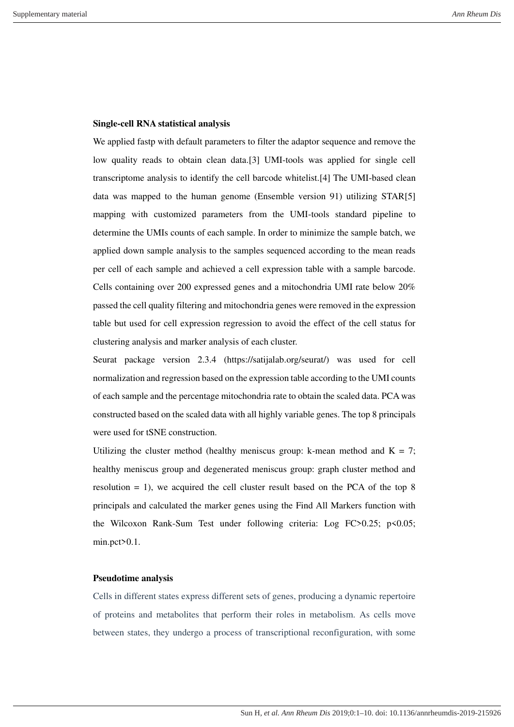**Single-cell RNA statistical analysis**

We applied fastp with default parameters to filter the adaptor sequence and remove the low quality reads to obtain clean data.[3] UMI-tools was applied for single cell transcriptome analysis to identify the cell barcode whitelist.[4] The UMI-based clean data was mapped to the human genome (Ensemble version 91) utilizing STAR[5] mapping with customized parameters from the UMI-tools standard pipeline to determine the UMIs counts of each sample. In order to minimize the sample batch, we applied down sample analysis to the samples sequenced according to the mean reads per cell of each sample and achieved a cell expression table with a sample barcode. Cells containing over 200 expressed genes and a mitochondria UMI rate below 20% passed the cell quality filtering and mitochondria genes were removed in the expression table but used for cell expression regression to avoid the effect of the cell status for clustering analysis and marker analysis of each cluster.

Seurat package version 2.3.4 (https://satijalab.org/seurat/) was used for cell normalization and regression based on the expression table according to the UMI counts of each sample and the percentage mitochondria rate to obtain the scaled data. PCA was constructed based on the scaled data with all highly variable genes. The top 8 principals were used for tSNE construction.

Utilizing the cluster method (healthy meniscus group: k-mean method and $K = 7$; healthy meniscus group and degenerated meniscus group: graph cluster method and resolution = 1), we acquired the cell cluster result based on the PCA of the top 8 principals and calculated the marker genes using the Find All Markers function with the Wilcoxon Rank-Sum Test under following criteria: Log FC>0.25; $p<0.05$; min.pct>0.1.

**Pseudotime analysis**

Cells in different states express different sets of genes, producing a dynamic repertoire of proteins and metabolites that perform their roles in metabolism. As cells move between states, they undergo a process of transcriptional reconfiguration, with some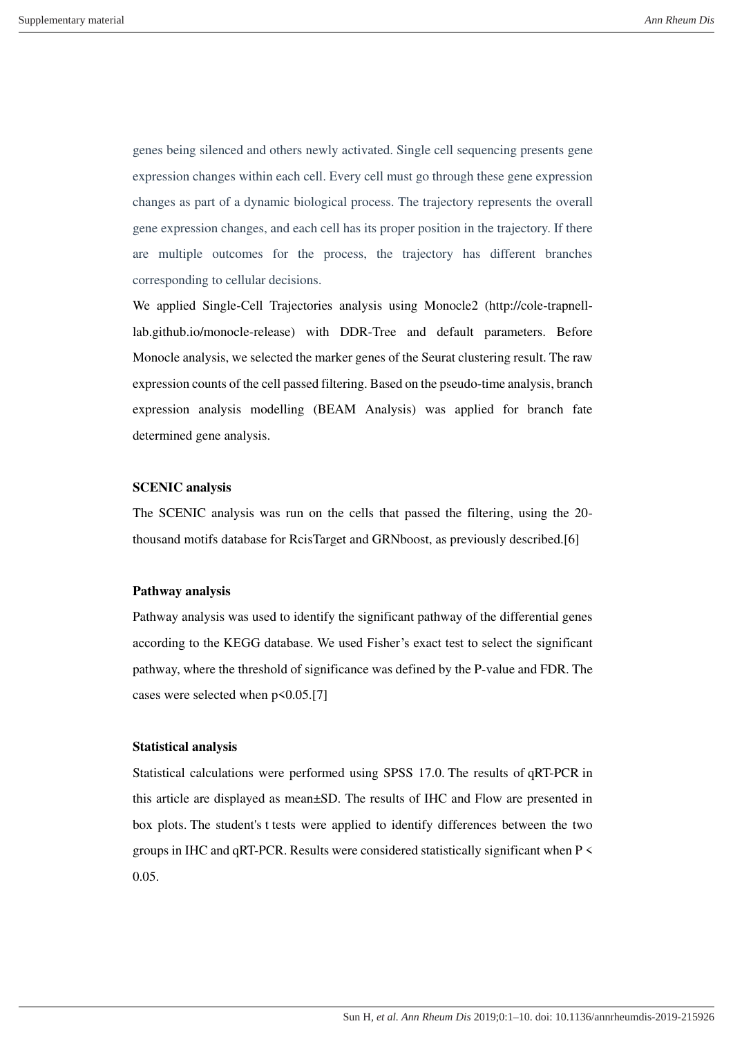genes being silenced and others newly activated. Single cell sequencing presents gene expression changes within each cell. Every cell must go through these gene expression changes as part of a dynamic biological process. The trajectory represents the overall gene expression changes, and each cell has its proper position in the trajectory. If there are multiple outcomes for the process, the trajectory has different branches corresponding to cellular decisions.

We applied Single-Cell Trajectories analysis using Monocle2 (http://cole-trapnell-lab.github.io/monocle-release) with DDR-Tree and default parameters. Before Monocle analysis, we selected the marker genes of the Seurat clustering result. The raw expression counts of the cell passed filtering. Based on the pseudo-time analysis, branch expression analysis modelling (BEAM Analysis) was applied for branch fate determined gene analysis.

**SCENIC analysis**

The SCENIC analysis was run on the cells that passed the filtering, using the 20-thousand motifs database for RcisTarget and GRNboost, as previously described.[6]

**Pathway analysis**

Pathway analysis was used to identify the significant pathway of the differential genes according to the KEGG database. We used Fisher's exact test to select the significant pathway, where the threshold of significance was defined by the P-value and FDR. The cases were selected when $p<0.05$.[7]

**Statistical analysis**

Statistical calculations were performed using SPSS 17.0. The results of qRT-PCR in this article are displayed as mean±SD. The results of IHC and Flow are presented in box plots. The student's t tests were applied to identify differences between the two groups in IHC and qRT-PCR. Results were considered statistically significant when $P < 0.05$.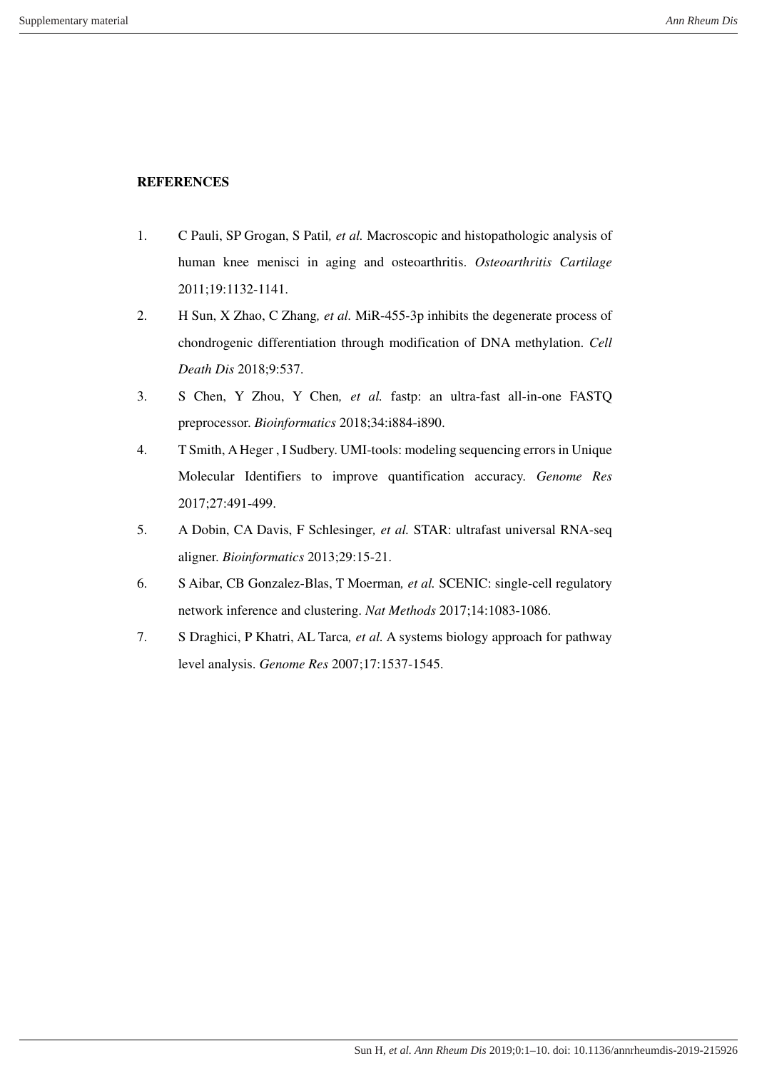**REFERENCES**

1. C Pauli, SP Grogan, S Patil*, et al.* Macroscopic and histopathologic analysis of human knee menisci in aging and osteoarthritis. *Osteoarthritis Cartilage* 2011;19:1132-1141.
2. H Sun, X Zhao, C Zhang*, et al.* MiR-455-3p inhibits the degenerate process of chondrogenic differentiation through modification of DNA methylation. *Cell Death Dis* 2018;9:537.
3. S Chen, Y Zhou, Y Chen*, et al.* fastp: an ultra-fast all-in-one FASTQ preprocessor. *Bioinformatics* 2018;34:i884-i890.
4. T Smith, A Heger , I Sudbery. UMI-tools: modeling sequencing errors in Unique Molecular Identifiers to improve quantification accuracy. *Genome Res* 2017;27:491-499.
5. A Dobin, CA Davis, F Schlesinger*, et al.* STAR: ultrafast universal RNA-seq aligner. *Bioinformatics* 2013;29:15-21.
6. S Aibar, CB Gonzalez-Blas, T Moerman*, et al.* SCENIC: single-cell regulatory network inference and clustering. *Nat Methods* 2017;14:1083-1086.
7. S Draghici, P Khatri, AL Tarca*, et al.* A systems biology approach for pathway level analysis. *Genome Res* 2007;17:1537-1545.